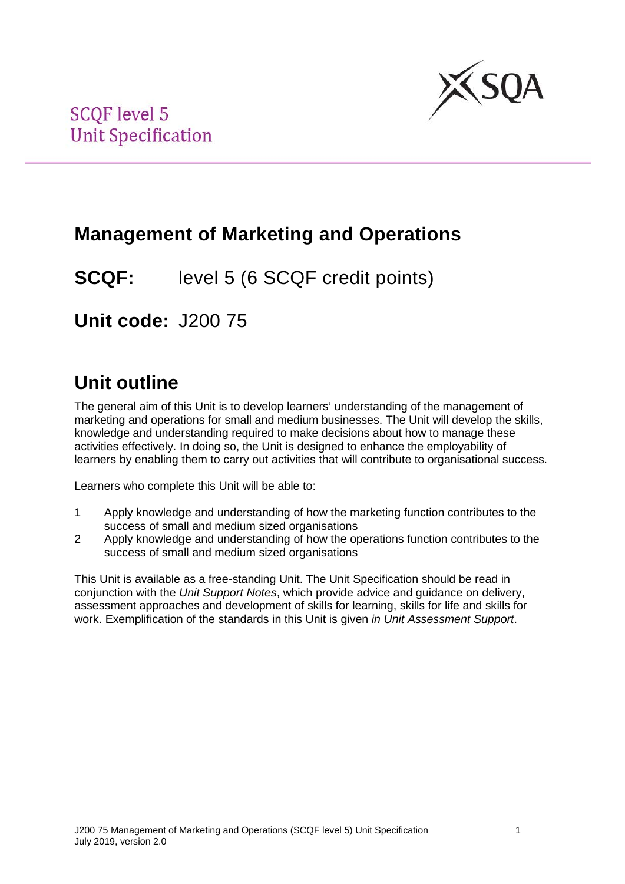SCQF level 5
Unit Specification

# Management of Marketing and Operations

**SCQF:** level 5 (6 SCQF credit points)

**Unit code:** J200 75

## Unit outline

The general aim of this Unit is to develop learners' understanding of the management of marketing and operations for small and medium businesses. The Unit will develop the skills, knowledge and understanding required to make decisions about how to manage these activities effectively. In doing so, the Unit is designed to enhance the employability of learners by enabling them to carry out activities that will contribute to organisational success.

Learners who complete this Unit will be able to:

1. Apply knowledge and understanding of how the marketing function contributes to the success of small and medium sized organisations
2. Apply knowledge and understanding of how the operations function contributes to the success of small and medium sized organisations

This Unit is available as a free-standing Unit. The Unit Specification should be read in conjunction with the *Unit Support Notes*, which provide advice and guidance on delivery, assessment approaches and development of skills for learning, skills for life and skills for work. Exemplification of the standards in this Unit is given *in Unit Assessment Support*.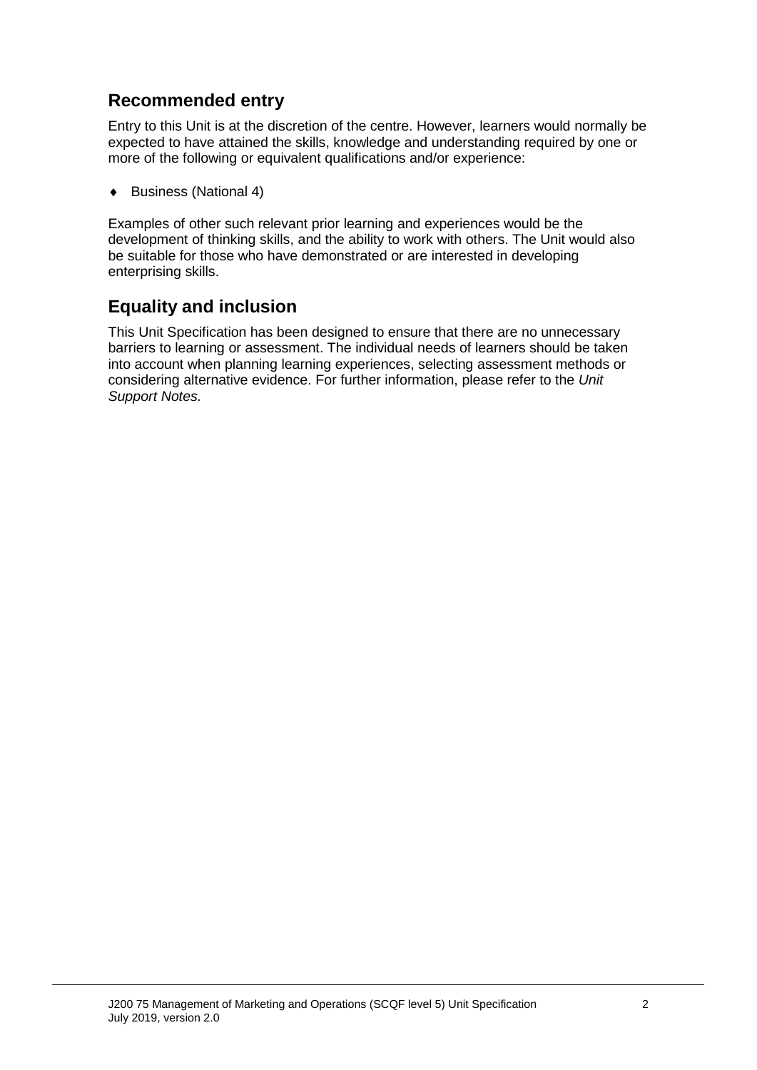## Recommended entry

Entry to this Unit is at the discretion of the centre. However, learners would normally be expected to have attained the skills, knowledge and understanding required by one or more of the following or equivalent qualifications and/or experience:

- Business (National 4)

Examples of other such relevant prior learning and experiences would be the development of thinking skills, and the ability to work with others. The Unit would also be suitable for those who have demonstrated or are interested in developing enterprising skills.

## Equality and inclusion

This Unit Specification has been designed to ensure that there are no unnecessary barriers to learning or assessment. The individual needs of learners should be taken into account when planning learning experiences, selecting assessment methods or considering alternative evidence. For further information, please refer to the *Unit Support Notes.*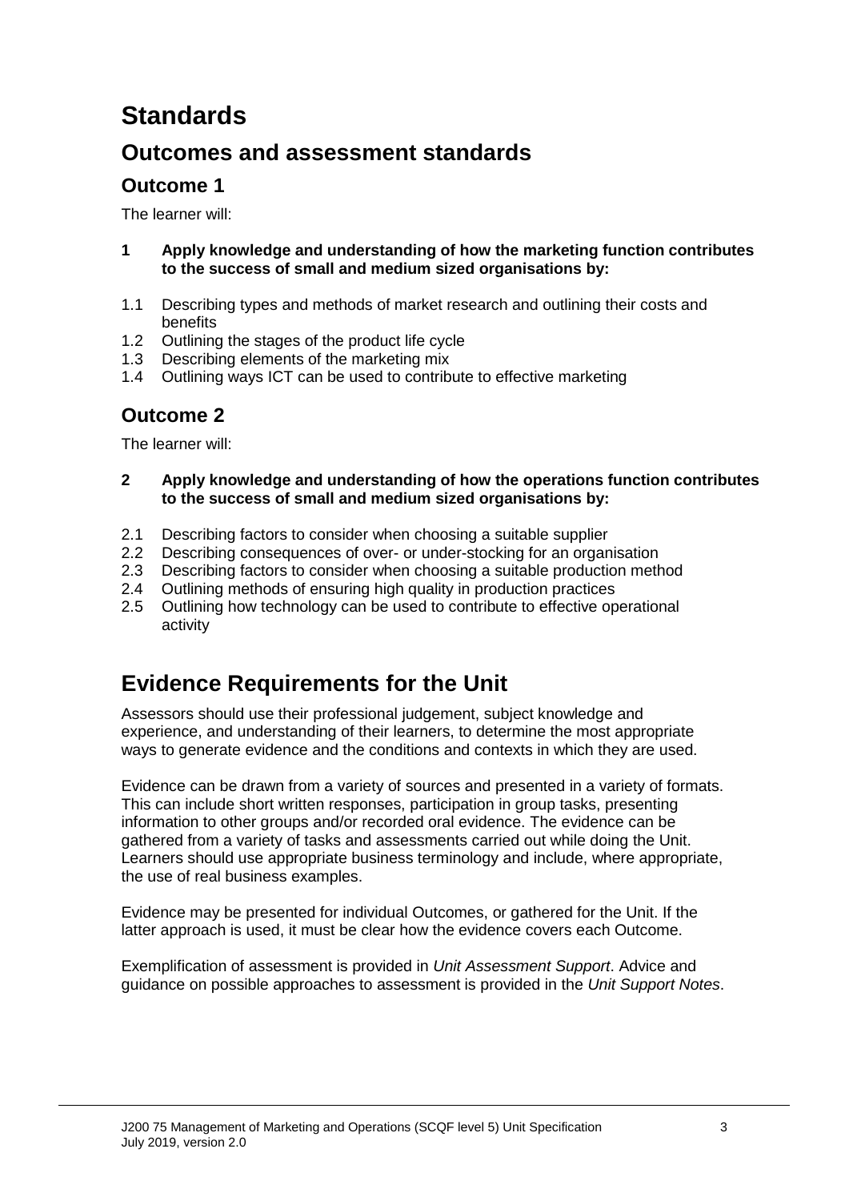# Standards

## Outcomes and assessment standards

### Outcome 1

The learner will:

**1 Apply knowledge and understanding of how the marketing function contributes to the success of small and medium sized organisations by:**

1.1 Describing types and methods of market research and outlining their costs and benefits
1.2 Outlining the stages of the product life cycle
1.3 Describing elements of the marketing mix
1.4 Outlining ways ICT can be used to contribute to effective marketing

### Outcome 2

The learner will:

**2 Apply knowledge and understanding of how the operations function contributes to the success of small and medium sized organisations by:**

2.1 Describing factors to consider when choosing a suitable supplier
2.2 Describing consequences of over- or under-stocking for an organisation
2.3 Describing factors to consider when choosing a suitable production method
2.4 Outlining methods of ensuring high quality in production practices
2.5 Outlining how technology can be used to contribute to effective operational activity

# Evidence Requirements for the Unit

Assessors should use their professional judgement, subject knowledge and experience, and understanding of their learners, to determine the most appropriate ways to generate evidence and the conditions and contexts in which they are used.

Evidence can be drawn from a variety of sources and presented in a variety of formats. This can include short written responses, participation in group tasks, presenting information to other groups and/or recorded oral evidence. The evidence can be gathered from a variety of tasks and assessments carried out while doing the Unit. Learners should use appropriate business terminology and include, where appropriate, the use of real business examples.

Evidence may be presented for individual Outcomes, or gathered for the Unit. If the latter approach is used, it must be clear how the evidence covers each Outcome.

Exemplification of assessment is provided in *Unit Assessment Support*. Advice and guidance on possible approaches to assessment is provided in the *Unit Support Notes*.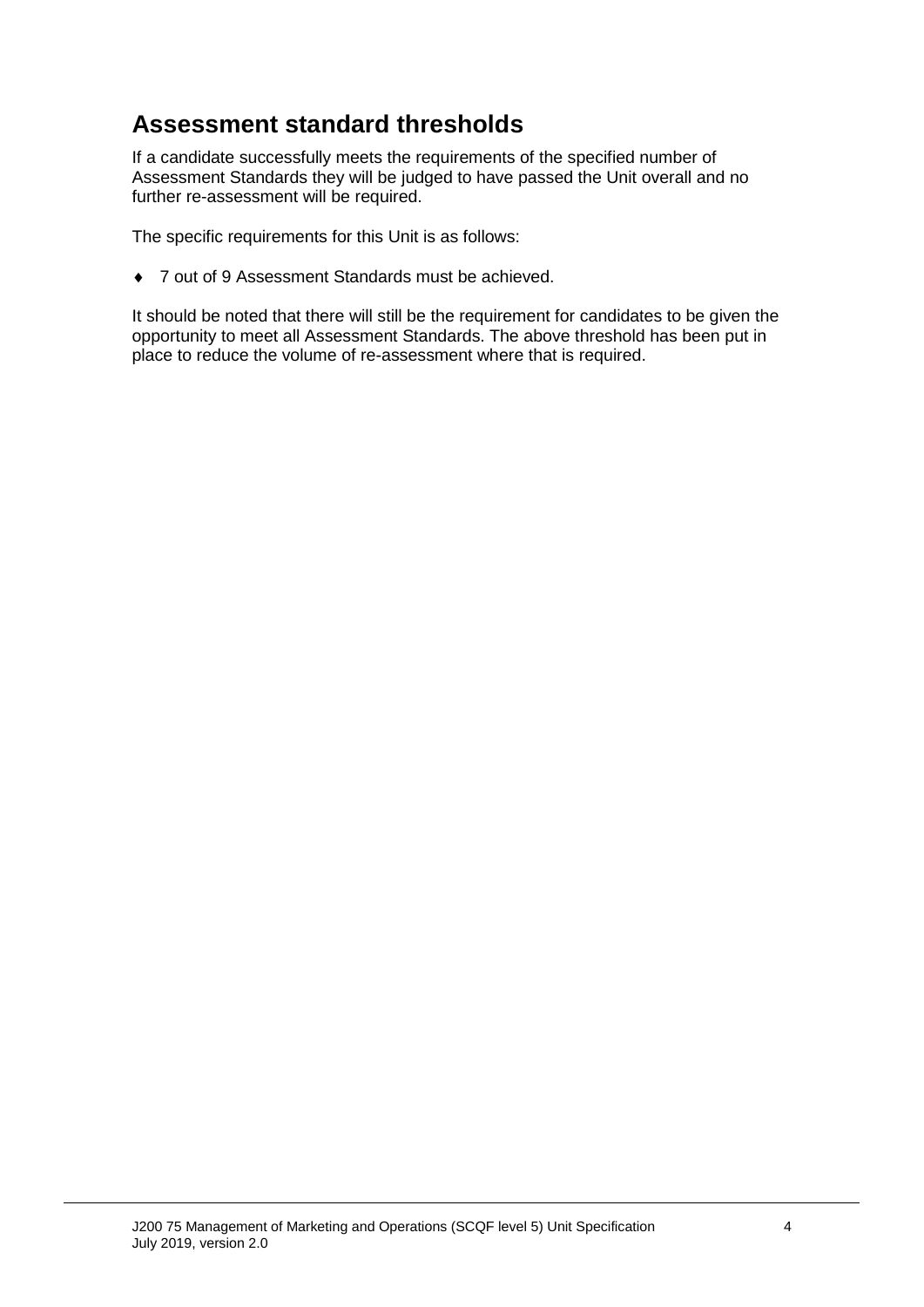## Assessment standard thresholds

If a candidate successfully meets the requirements of the specified number of Assessment Standards they will be judged to have passed the Unit overall and no further re-assessment will be required.

The specific requirements for this Unit is as follows:

- 7 out of 9 Assessment Standards must be achieved.

It should be noted that there will still be the requirement for candidates to be given the opportunity to meet all Assessment Standards. The above threshold has been put in place to reduce the volume of re-assessment where that is required.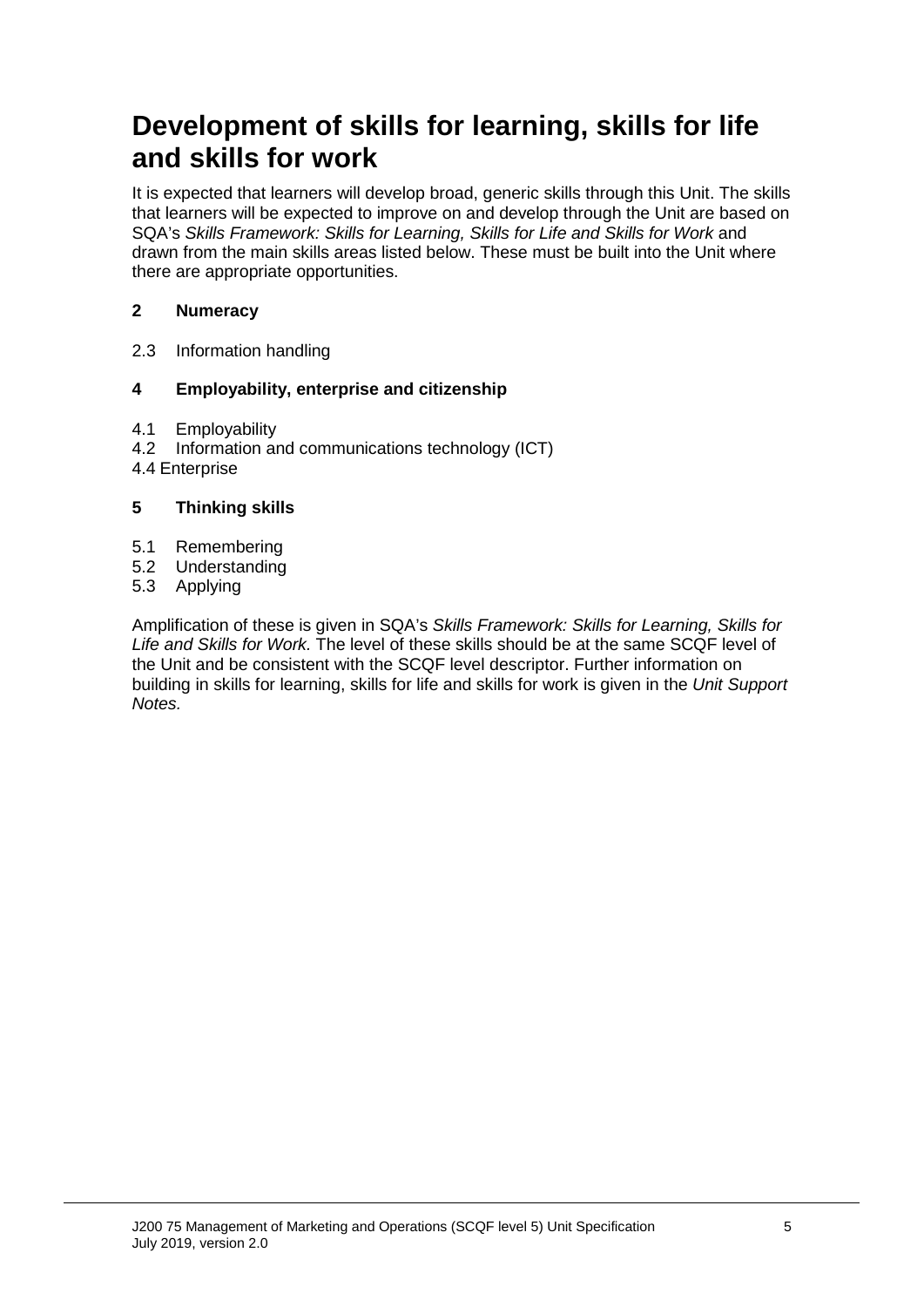# Development of skills for learning, skills for life and skills for work

It is expected that learners will develop broad, generic skills through this Unit. The skills that learners will be expected to improve on and develop through the Unit are based on SQA's *Skills Framework: Skills for Learning, Skills for Life and Skills for Work* and drawn from the main skills areas listed below. These must be built into the Unit where there are appropriate opportunities.

**2 Numeracy**

2.3 Information handling

**4 Employability, enterprise and citizenship**

4.1 Employability
4.2 Information and communications technology (ICT)
4.4 Enterprise

**5 Thinking skills**

5.1 Remembering
5.2 Understanding
5.3 Applying

Amplification of these is given in SQA's *Skills Framework: Skills for Learning, Skills for Life and Skills for Work.* The level of these skills should be at the same SCQF level of the Unit and be consistent with the SCQF level descriptor. Further information on building in skills for learning, skills for life and skills for work is given in the *Unit Support Notes.*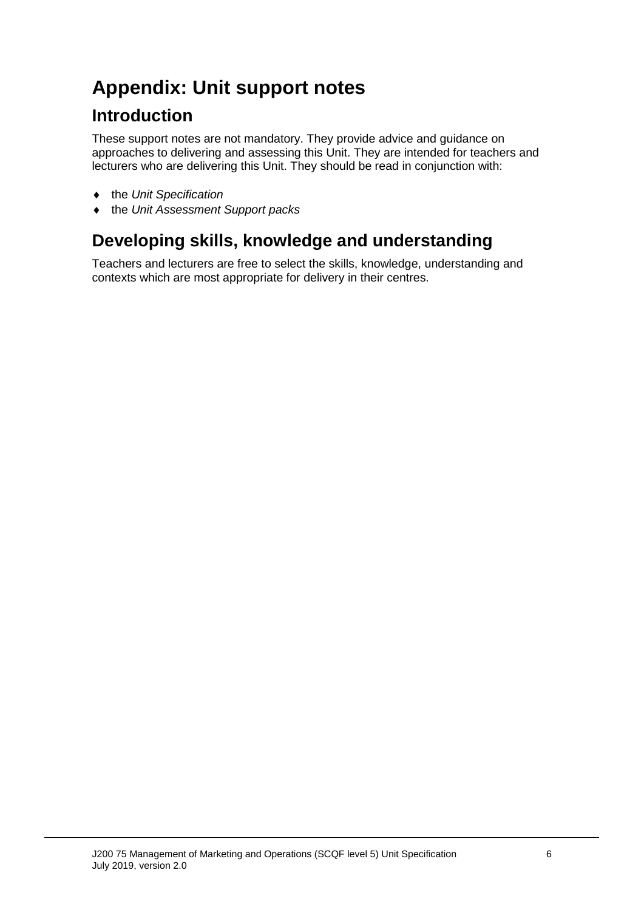# Appendix: Unit support notes

## Introduction

These support notes are not mandatory. They provide advice and guidance on approaches to delivering and assessing this Unit. They are intended for teachers and lecturers who are delivering this Unit. They should be read in conjunction with:

- the *Unit Specification*
- the *Unit Assessment Support packs*

## Developing skills, knowledge and understanding

Teachers and lecturers are free to select the skills, knowledge, understanding and contexts which are most appropriate for delivery in their centres.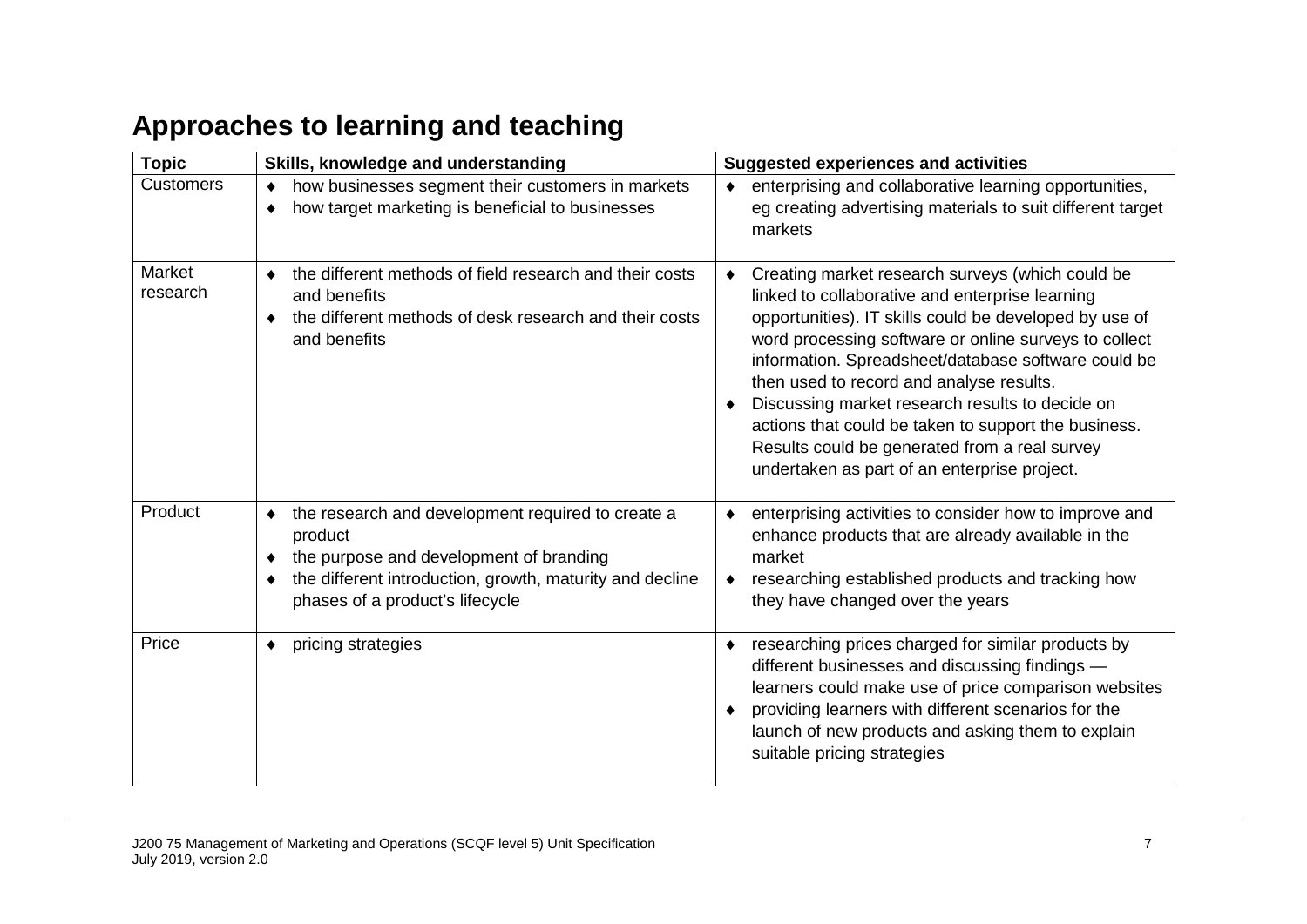## Approaches to learning and teaching

| Topic | Skills, knowledge and understanding | Suggested experiences and activities |
|---|---|---|
| Customers | ♦ how businesses segment their customers in markets<br>♦ how target marketing is beneficial to businesses | ♦ enterprising and collaborative learning opportunities, eg creating advertising materials to suit different target markets |
| Market research | ♦ the different methods of field research and their costs and benefits<br>♦ the different methods of desk research and their costs and benefits | ♦ Creating market research surveys (which could be linked to collaborative and enterprise learning opportunities). IT skills could be developed by use of word processing software or online surveys to collect information. Spreadsheet/database software could be then used to record and analyse results.<br>♦ Discussing market research results to decide on actions that could be taken to support the business. Results could be generated from a real survey undertaken as part of an enterprise project. |
| Product | ♦ the research and development required to create a product<br>♦ the purpose and development of branding<br>♦ the different introduction, growth, maturity and decline phases of a product's lifecycle | ♦ enterprising activities to consider how to improve and enhance products that are already available in the market<br>♦ researching established products and tracking how they have changed over the years |
| Price | ♦ pricing strategies | ♦ researching prices charged for similar products by different businesses and discussing findings — learners could make use of price comparison websites<br>♦ providing learners with different scenarios for the launch of new products and asking them to explain suitable pricing strategies |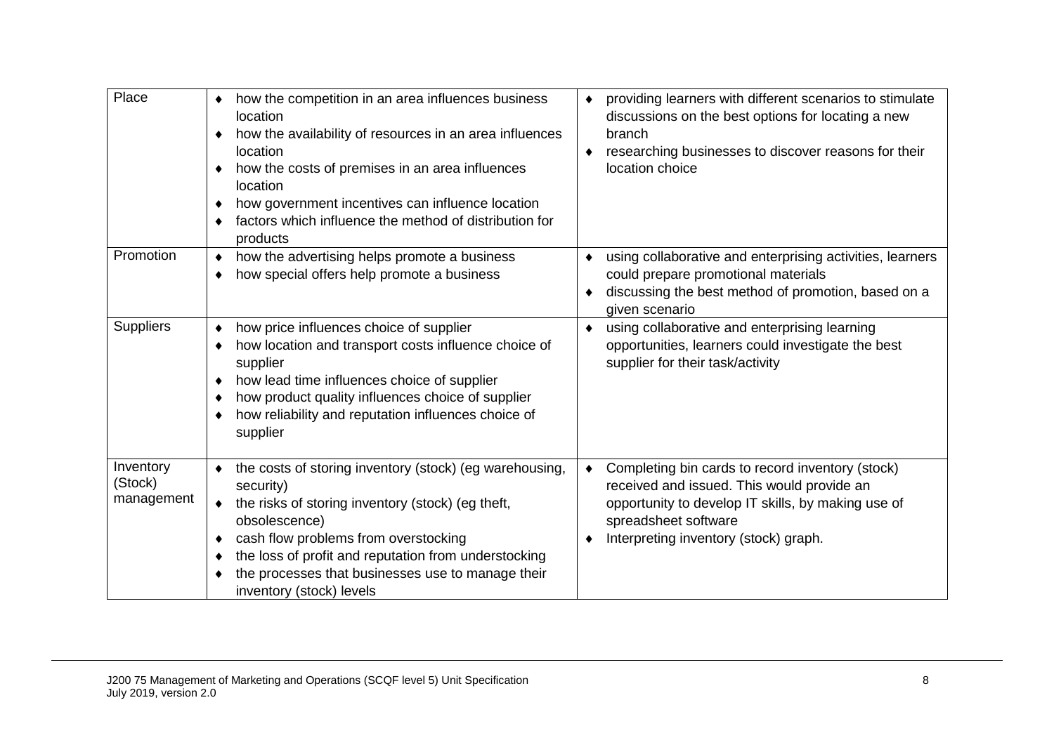| | | |
|---|---|---|
| Place | ♦ how the competition in an area influences business location<br>♦ how the availability of resources in an area influences location<br>♦ how the costs of premises in an area influences location<br>♦ how government incentives can influence location<br>♦ factors which influence the method of distribution for products | ♦ providing learners with different scenarios to stimulate discussions on the best options for locating a new branch<br>♦ researching businesses to discover reasons for their location choice |
| Promotion | ♦ how the advertising helps promote a business<br>♦ how special offers help promote a business | ♦ using collaborative and enterprising activities, learners could prepare promotional materials<br>♦ discussing the best method of promotion, based on a given scenario |
| Suppliers | ♦ how price influences choice of supplier<br>♦ how location and transport costs influence choice of supplier<br>♦ how lead time influences choice of supplier<br>♦ how product quality influences choice of supplier<br>♦ how reliability and reputation influences choice of supplier | ♦ using collaborative and enterprising learning opportunities, learners could investigate the best supplier for their task/activity |
| Inventory (Stock) management | ♦ the costs of storing inventory (stock) (eg warehousing, security)<br>♦ the risks of storing inventory (stock) (eg theft, obsolescence)<br>♦ cash flow problems from overstocking<br>♦ the loss of profit and reputation from understocking<br>♦ the processes that businesses use to manage their inventory (stock) levels | ♦ Completing bin cards to record inventory (stock) received and issued. This would provide an opportunity to develop IT skills, by making use of spreadsheet software<br>♦ Interpreting inventory (stock) graph. |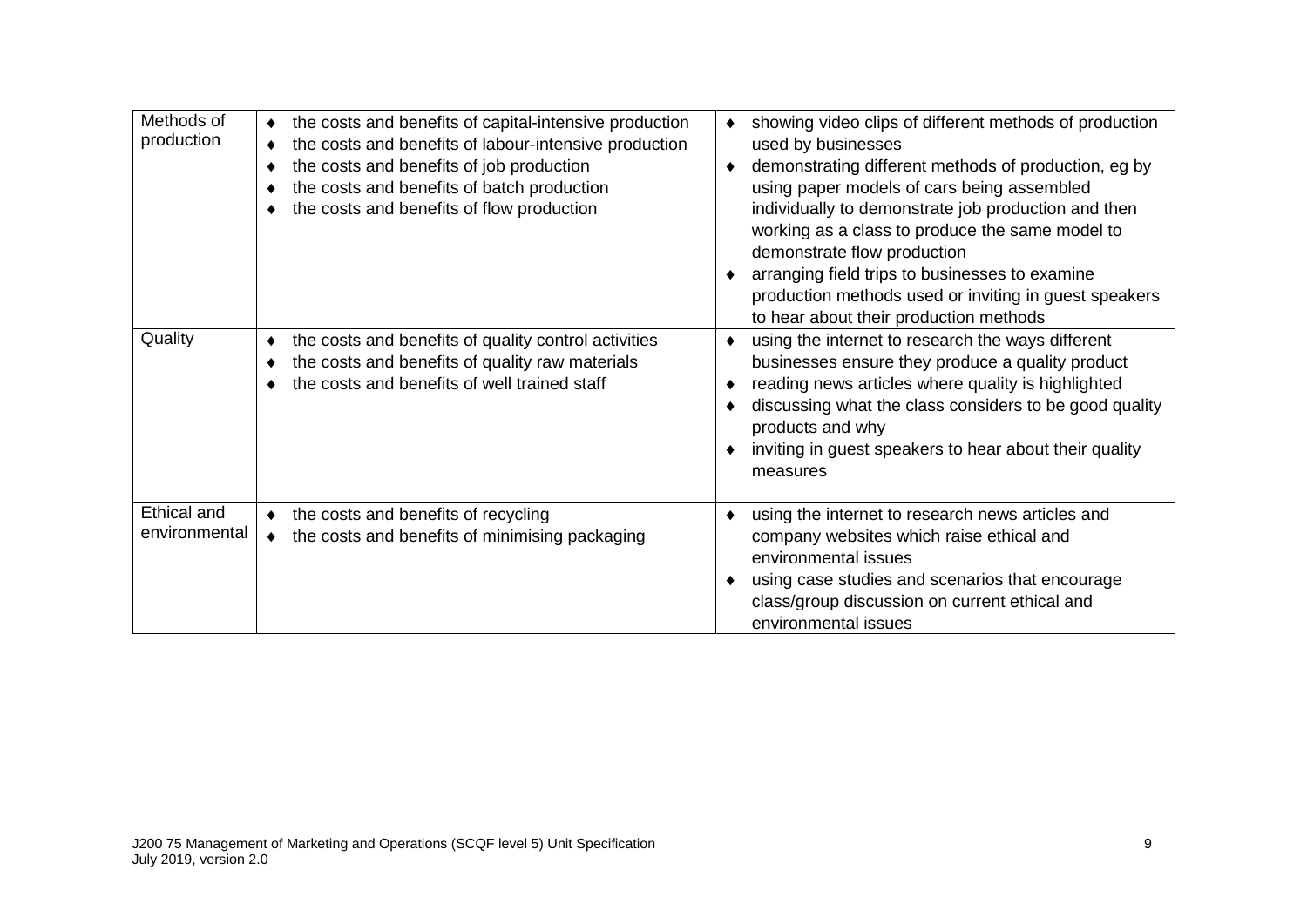| | | |
|---|---|---|
| Methods of production | ♦ the costs and benefits of capital-intensive production<br>♦ the costs and benefits of labour-intensive production<br>♦ the costs and benefits of job production<br>♦ the costs and benefits of batch production<br>♦ the costs and benefits of flow production | ♦ showing video clips of different methods of production used by businesses<br>♦ demonstrating different methods of production, eg by using paper models of cars being assembled individually to demonstrate job production and then working as a class to produce the same model to demonstrate flow production<br>♦ arranging field trips to businesses to examine production methods used or inviting in guest speakers to hear about their production methods |
| Quality | ♦ the costs and benefits of quality control activities<br>♦ the costs and benefits of quality raw materials<br>♦ the costs and benefits of well trained staff | ♦ using the internet to research the ways different businesses ensure they produce a quality product<br>♦ reading news articles where quality is highlighted<br>♦ discussing what the class considers to be good quality products and why<br>♦ inviting in guest speakers to hear about their quality measures |
| Ethical and environmental | ♦ the costs and benefits of recycling<br>♦ the costs and benefits of minimising packaging | ♦ using the internet to research news articles and company websites which raise ethical and environmental issues<br>♦ using case studies and scenarios that encourage class/group discussion on current ethical and environmental issues |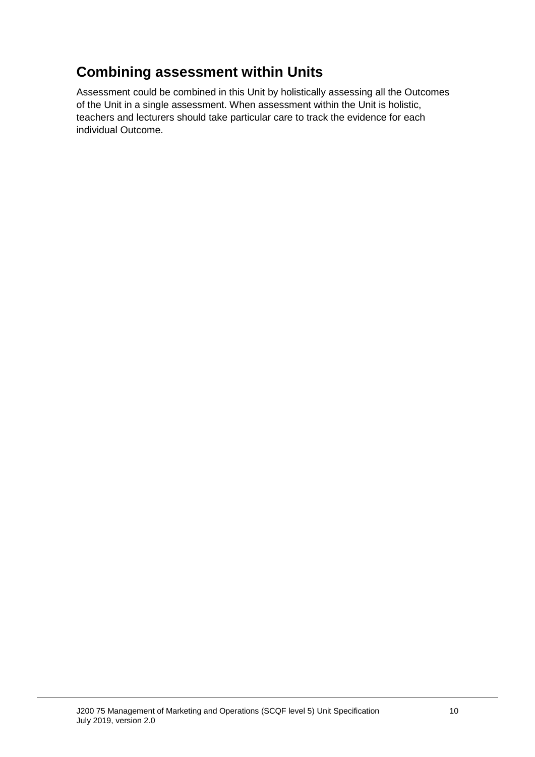## Combining assessment within Units

Assessment could be combined in this Unit by holistically assessing all the Outcomes of the Unit in a single assessment. When assessment within the Unit is holistic, teachers and lecturers should take particular care to track the evidence for each individual Outcome.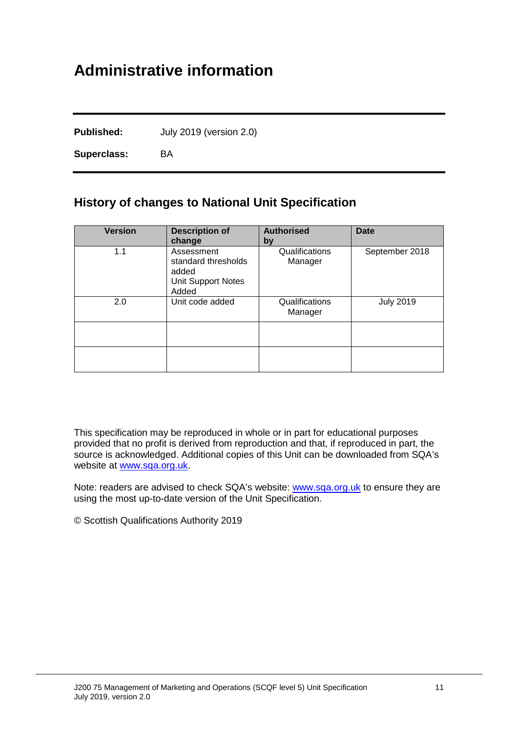# Administrative information

**Published:** July 2019 (version 2.0)

**Superclass:** BA

## History of changes to National Unit Specification

| Version | Description of change | Authorised by | Date |
|---|---|---|---|
| 1.1 | Assessment standard thresholds added<br>Unit Support Notes Added | Qualifications Manager | September 2018 |
| 2.0 | Unit code added | Qualifications Manager | July 2019 |
| | | | |
| | | | |

This specification may be reproduced in whole or in part for educational purposes provided that no profit is derived from reproduction and that, if reproduced in part, the source is acknowledged. Additional copies of this Unit can be downloaded from SQA's website at www.sqa.org.uk.

Note: readers are advised to check SQA's website: www.sqa.org.uk to ensure they are using the most up-to-date version of the Unit Specification.

© Scottish Qualifications Authority 2019